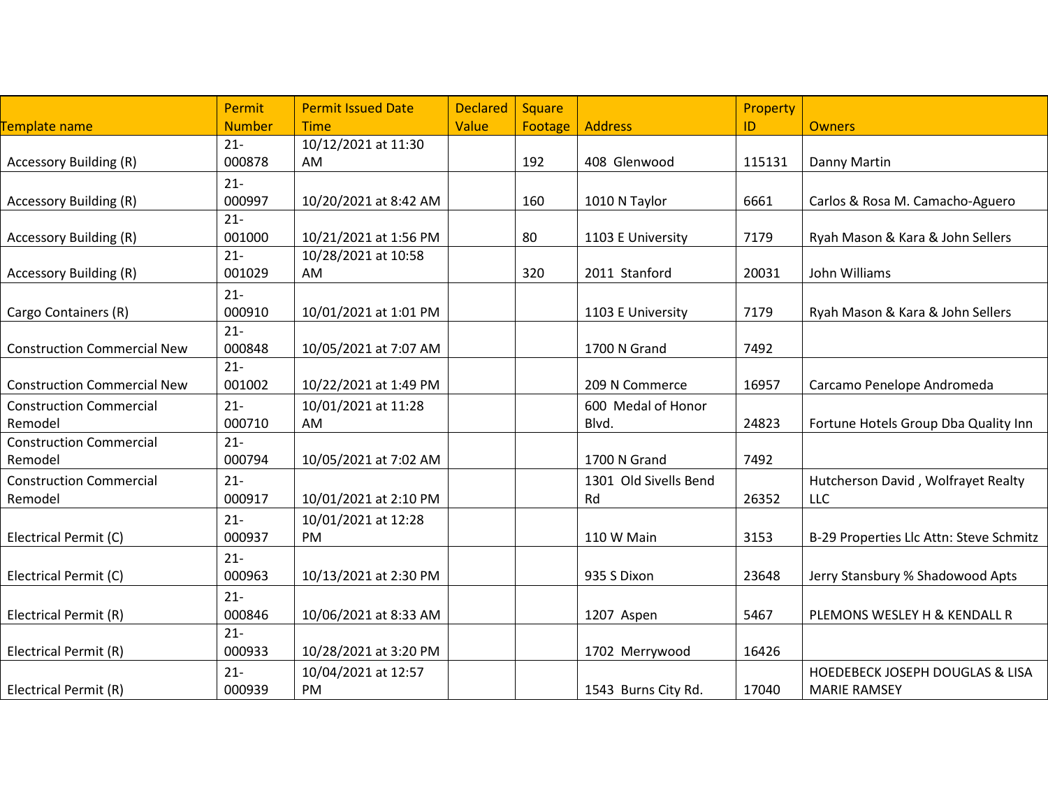| Template name | Permit Number | Permit Issued Date Time | Declared Value | Square Footage | Address | Property ID | Owners |
|---|---|---|---|---|---|---|---|
| Accessory Building (R) | 21-000878 | 10/12/2021 at 11:30 AM | | 192 | 408 Glenwood | 115131 | Danny Martin |
| Accessory Building (R) | 21-000997 | 10/20/2021 at 8:42 AM | | 160 | 1010 N Taylor | 6661 | Carlos & Rosa M. Camacho-Aguero |
| Accessory Building (R) | 21-001000 | 10/21/2021 at 1:56 PM | | 80 | 1103 E University | 7179 | Ryah Mason & Kara & John Sellers |
| Accessory Building (R) | 21-001029 | 10/28/2021 at 10:58 AM | | 320 | 2011 Stanford | 20031 | John Williams |
| Cargo Containers (R) | 21-000910 | 10/01/2021 at 1:01 PM | | | 1103 E University | 7179 | Ryah Mason & Kara & John Sellers |
| Construction Commercial New | 21-000848 | 10/05/2021 at 7:07 AM | | | 1700 N Grand | 7492 | |
| Construction Commercial New | 21-001002 | 10/22/2021 at 1:49 PM | | | 209 N Commerce | 16957 | Carcamo Penelope Andromeda |
| Construction Commercial Remodel | 21-000710 | 10/01/2021 at 11:28 AM | | | 600 Medal of Honor Blvd. | 24823 | Fortune Hotels Group Dba Quality Inn |
| Construction Commercial Remodel | 21-000794 | 10/05/2021 at 7:02 AM | | | 1700 N Grand | 7492 | |
| Construction Commercial Remodel | 21-000917 | 10/01/2021 at 2:10 PM | | | 1301 Old Sivells Bend Rd | 26352 | Hutcherson David , Wolfrayet Realty LLC |
| Electrical Permit (C) | 21-000937 | 10/01/2021 at 12:28 PM | | | 110 W Main | 3153 | B-29 Properties Llc Attn: Steve Schmitz |
| Electrical Permit (C) | 21-000963 | 10/13/2021 at 2:30 PM | | | 935 S Dixon | 23648 | Jerry Stansbury % Shadowood Apts |
| Electrical Permit (R) | 21-000846 | 10/06/2021 at 8:33 AM | | | 1207 Aspen | 5467 | PLEMONS WESLEY H & KENDALL R |
| Electrical Permit (R) | 21-000933 | 10/28/2021 at 3:20 PM | | | 1702 Merrywood | 16426 | |
| Electrical Permit (R) | 21-000939 | 10/04/2021 at 12:57 PM | | | 1543 Burns City Rd. | 17040 | HOEDEBECK JOSEPH DOUGLAS & LISA MARIE RAMSEY |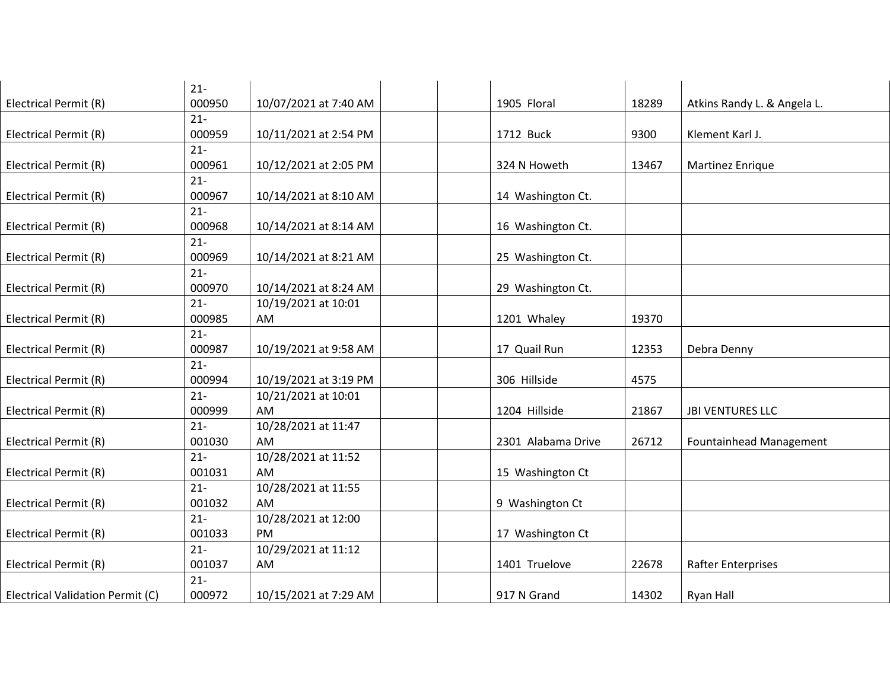| | | | | | | | |
|---|---|---|---|---|---|---|---|
| Electrical Permit (R) | 21-000950 | 10/07/2021 at 7:40 AM | | | 1905 Floral | 18289 | Atkins Randy L. & Angela L. |
| Electrical Permit (R) | 21-000959 | 10/11/2021 at 2:54 PM | | | 1712 Buck | 9300 | Klement Karl J. |
| Electrical Permit (R) | 21-000961 | 10/12/2021 at 2:05 PM | | | 324 N Howeth | 13467 | Martinez Enrique |
| Electrical Permit (R) | 21-000967 | 10/14/2021 at 8:10 AM | | | 14 Washington Ct. | | |
| Electrical Permit (R) | 21-000968 | 10/14/2021 at 8:14 AM | | | 16 Washington Ct. | | |
| Electrical Permit (R) | 21-000969 | 10/14/2021 at 8:21 AM | | | 25 Washington Ct. | | |
| Electrical Permit (R) | 21-000970 | 10/14/2021 at 8:24 AM | | | 29 Washington Ct. | | |
| Electrical Permit (R) | 21-000985 | 10/19/2021 at 10:01 AM | | | 1201 Whaley | 19370 | |
| Electrical Permit (R) | 21-000987 | 10/19/2021 at 9:58 AM | | | 17 Quail Run | 12353 | Debra Denny |
| Electrical Permit (R) | 21-000994 | 10/19/2021 at 3:19 PM | | | 306 Hillside | 4575 | |
| Electrical Permit (R) | 21-000999 | 10/21/2021 at 10:01 AM | | | 1204 Hillside | 21867 | JBI VENTURES LLC |
| Electrical Permit (R) | 21-001030 | 10/28/2021 at 11:47 AM | | | 2301 Alabama Drive | 26712 | Fountainhead Management |
| Electrical Permit (R) | 21-001031 | 10/28/2021 at 11:52 AM | | | 15 Washington Ct | | |
| Electrical Permit (R) | 21-001032 | 10/28/2021 at 11:55 AM | | | 9 Washington Ct | | |
| Electrical Permit (R) | 21-001033 | 10/28/2021 at 12:00 PM | | | 17 Washington Ct | | |
| Electrical Permit (R) | 21-001037 | 10/29/2021 at 11:12 AM | | | 1401 Truelove | 22678 | Rafter Enterprises |
| Electrical Validation Permit (C) | 21-000972 | 10/15/2021 at 7:29 AM | | | 917 N Grand | 14302 | Ryan Hall |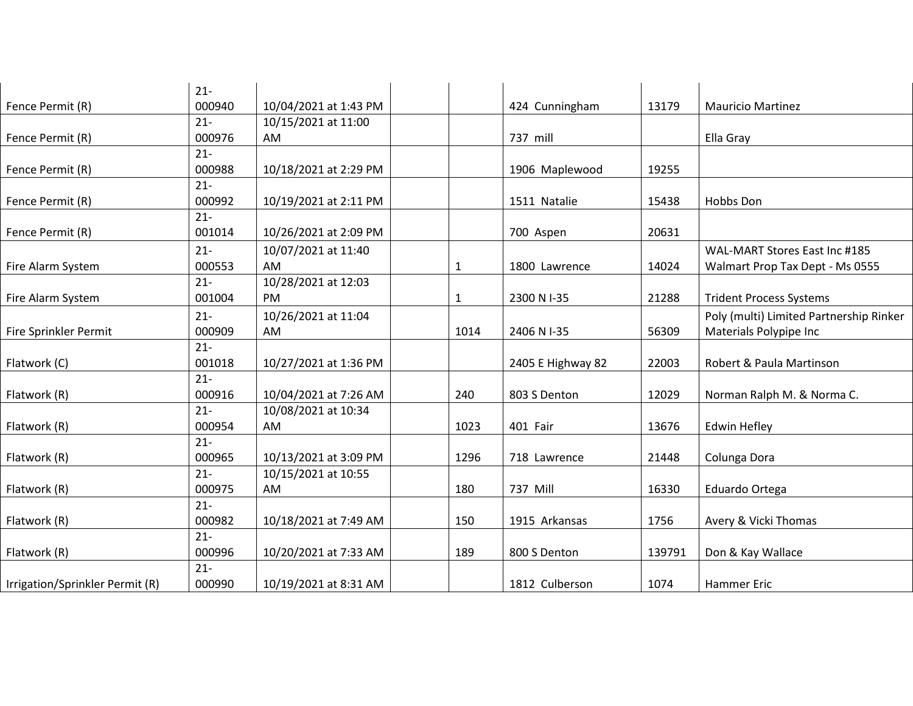| | | | | | | | |
|---|---|---|---|---|---|---|---|
| Fence Permit (R) | 21-000940 | 10/04/2021 at 1:43 PM | | | 424 Cunningham | 13179 | Mauricio Martinez |
| Fence Permit (R) | 21-000976 | 10/15/2021 at 11:00 AM | | | 737 mill | | Ella Gray |
| Fence Permit (R) | 21-000988 | 10/18/2021 at 2:29 PM | | | 1906 Maplewood | 19255 | |
| Fence Permit (R) | 21-000992 | 10/19/2021 at 2:11 PM | | | 1511 Natalie | 15438 | Hobbs Don |
| Fence Permit (R) | 21-001014 | 10/26/2021 at 2:09 PM | | | 700 Aspen | 20631 | |
| Fire Alarm System | 21-000553 | 10/07/2021 at 11:40 AM | | 1 | 1800 Lawrence | 14024 | WAL-MART Stores East Inc #185 Walmart Prop Tax Dept - Ms 0555 |
| Fire Alarm System | 21-001004 | 10/28/2021 at 12:03 PM | | 1 | 2300 N I-35 | 21288 | Trident Process Systems |
| Fire Sprinkler Permit | 21-000909 | 10/26/2021 at 11:04 AM | | 1014 | 2406 N I-35 | 56309 | Poly (multi) Limited Partnership Rinker Materials Polypipe Inc |
| Flatwork (C) | 21-001018 | 10/27/2021 at 1:36 PM | | | 2405 E Highway 82 | 22003 | Robert & Paula Martinson |
| Flatwork (R) | 21-000916 | 10/04/2021 at 7:26 AM | | 240 | 803 S Denton | 12029 | Norman Ralph M. & Norma C. |
| Flatwork (R) | 21-000954 | 10/08/2021 at 10:34 AM | | 1023 | 401 Fair | 13676 | Edwin Hefley |
| Flatwork (R) | 21-000965 | 10/13/2021 at 3:09 PM | | 1296 | 718 Lawrence | 21448 | Colunga Dora |
| Flatwork (R) | 21-000975 | 10/15/2021 at 10:55 AM | | 180 | 737 Mill | 16330 | Eduardo Ortega |
| Flatwork (R) | 21-000982 | 10/18/2021 at 7:49 AM | | 150 | 1915 Arkansas | 1756 | Avery & Vicki Thomas |
| Flatwork (R) | 21-000996 | 10/20/2021 at 7:33 AM | | 189 | 800 S Denton | 139791 | Don & Kay Wallace |
| Irrigation/Sprinkler Permit (R) | 21-000990 | 10/19/2021 at 8:31 AM | | | 1812 Culberson | 1074 | Hammer Eric |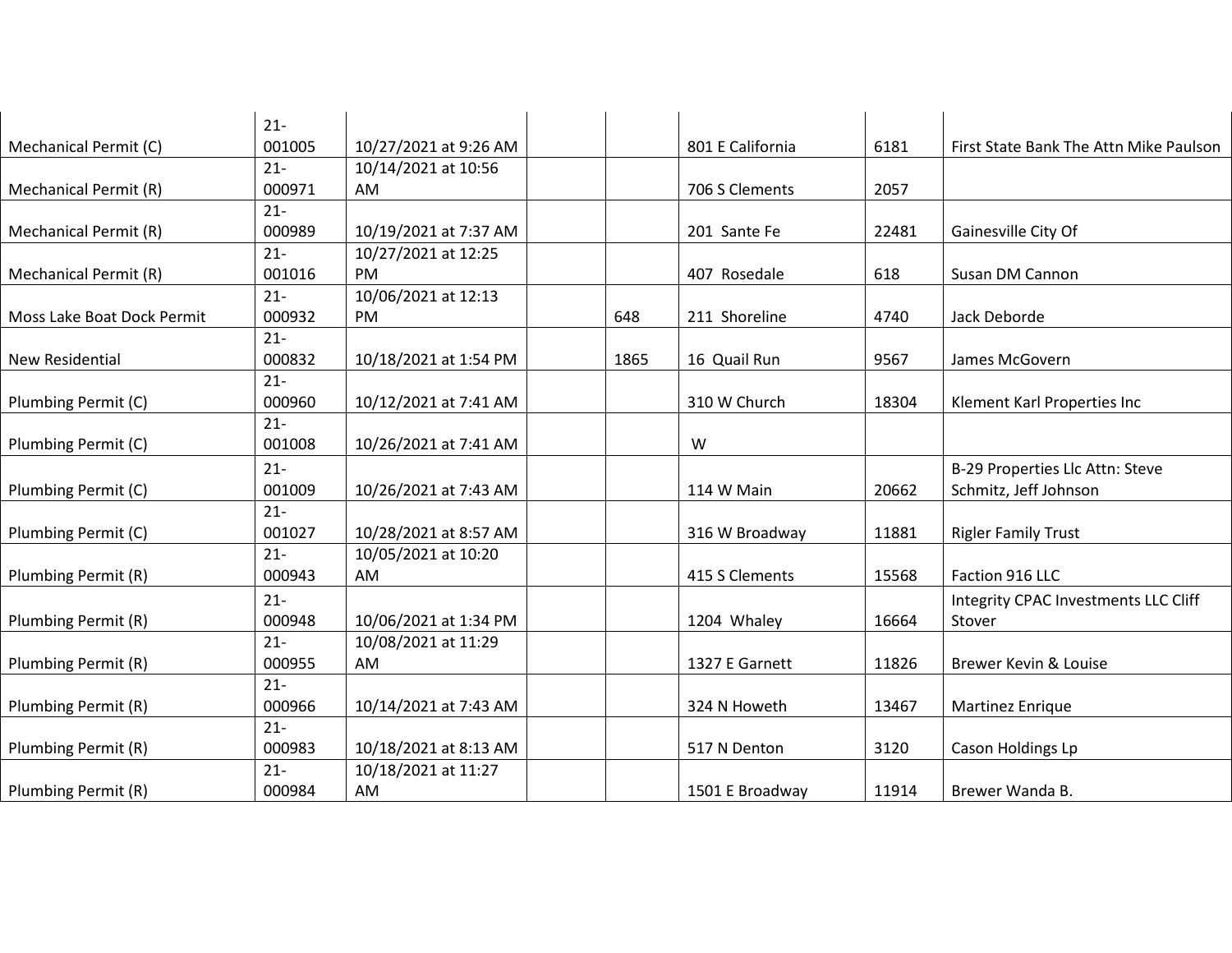| | | | | | | | |
|---|---|---|---|---|---|---|---|
| Mechanical Permit (C) | 21-001005 | 10/27/2021 at 9:26 AM | | | 801 E California | 6181 | First State Bank The Attn Mike Paulson |
| Mechanical Permit (R) | 21-000971 | 10/14/2021 at 10:56 AM | | | 706 S Clements | 2057 | |
| Mechanical Permit (R) | 21-000989 | 10/19/2021 at 7:37 AM | | | 201 Sante Fe | 22481 | Gainesville City Of |
| Mechanical Permit (R) | 21-001016 | 10/27/2021 at 12:25 PM | | | 407 Rosedale | 618 | Susan DM Cannon |
| Moss Lake Boat Dock Permit | 21-000932 | 10/06/2021 at 12:13 PM | | 648 | 211 Shoreline | 4740 | Jack Deborde |
| New Residential | 21-000832 | 10/18/2021 at 1:54 PM | | 1865 | 16 Quail Run | 9567 | James McGovern |
| Plumbing Permit (C) | 21-000960 | 10/12/2021 at 7:41 AM | | | 310 W Church | 18304 | Klement Karl Properties Inc |
| Plumbing Permit (C) | 21-001008 | 10/26/2021 at 7:41 AM | | | W | | |
| Plumbing Permit (C) | 21-001009 | 10/26/2021 at 7:43 AM | | | 114 W Main | 20662 | B-29 Properties Llc Attn: Steve Schmitz, Jeff Johnson |
| Plumbing Permit (C) | 21-001027 | 10/28/2021 at 8:57 AM | | | 316 W Broadway | 11881 | Rigler Family Trust |
| Plumbing Permit (R) | 21-000943 | 10/05/2021 at 10:20 AM | | | 415 S Clements | 15568 | Faction 916 LLC |
| Plumbing Permit (R) | 21-000948 | 10/06/2021 at 1:34 PM | | | 1204 Whaley | 16664 | Integrity CPAC Investments LLC Cliff Stover |
| Plumbing Permit (R) | 21-000955 | 10/08/2021 at 11:29 AM | | | 1327 E Garnett | 11826 | Brewer Kevin & Louise |
| Plumbing Permit (R) | 21-000966 | 10/14/2021 at 7:43 AM | | | 324 N Howeth | 13467 | Martinez Enrique |
| Plumbing Permit (R) | 21-000983 | 10/18/2021 at 8:13 AM | | | 517 N Denton | 3120 | Cason Holdings Lp |
| Plumbing Permit (R) | 21-000984 | 10/18/2021 at 11:27 AM | | | 1501 E Broadway | 11914 | Brewer Wanda B. |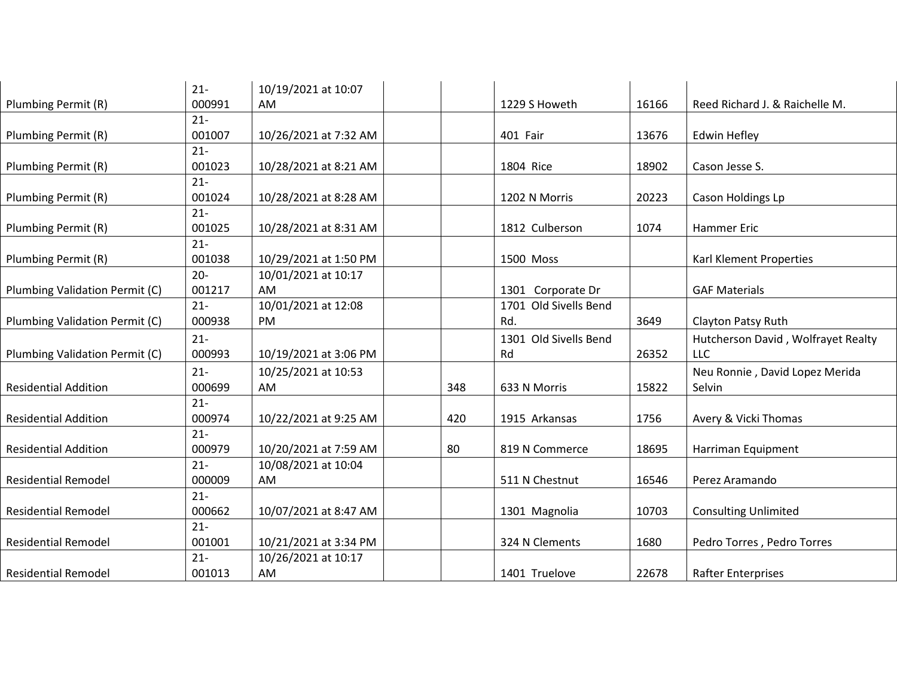| | | | | | | | |
|---|---|---|---|---|---|---|---|
| Plumbing Permit (R) | 21-000991 | 10/19/2021 at 10:07 AM | | | 1229 S Howeth | 16166 | Reed Richard J. & Raichelle M. |
| Plumbing Permit (R) | 21-001007 | 10/26/2021 at 7:32 AM | | | 401 Fair | 13676 | Edwin Hefley |
| Plumbing Permit (R) | 21-001023 | 10/28/2021 at 8:21 AM | | | 1804 Rice | 18902 | Cason Jesse S. |
| Plumbing Permit (R) | 21-001024 | 10/28/2021 at 8:28 AM | | | 1202 N Morris | 20223 | Cason Holdings Lp |
| Plumbing Permit (R) | 21-001025 | 10/28/2021 at 8:31 AM | | | 1812 Culberson | 1074 | Hammer Eric |
| Plumbing Permit (R) | 21-001038 | 10/29/2021 at 1:50 PM | | | 1500 Moss | | Karl Klement Properties |
| Plumbing Validation Permit (C) | 20-001217 | 10/01/2021 at 10:17 AM | | | 1301 Corporate Dr | | GAF Materials |
| Plumbing Validation Permit (C) | 21-000938 | 10/01/2021 at 12:08 PM | | | 1701 Old Sivells Bend Rd. | 3649 | Clayton Patsy Ruth |
| Plumbing Validation Permit (C) | 21-000993 | 10/19/2021 at 3:06 PM | | | 1301 Old Sivells Bend Rd | 26352 | Hutcherson David , Wolfrayet Realty LLC |
| Residential Addition | 21-000699 | 10/25/2021 at 10:53 AM | | 348 | 633 N Morris | 15822 | Neu Ronnie , David Lopez Merida Selvin |
| Residential Addition | 21-000974 | 10/22/2021 at 9:25 AM | | 420 | 1915 Arkansas | 1756 | Avery & Vicki Thomas |
| Residential Addition | 21-000979 | 10/20/2021 at 7:59 AM | | 80 | 819 N Commerce | 18695 | Harriman Equipment |
| Residential Remodel | 21-000009 | 10/08/2021 at 10:04 AM | | | 511 N Chestnut | 16546 | Perez Aramando |
| Residential Remodel | 21-000662 | 10/07/2021 at 8:47 AM | | | 1301 Magnolia | 10703 | Consulting Unlimited |
| Residential Remodel | 21-001001 | 10/21/2021 at 3:34 PM | | | 324 N Clements | 1680 | Pedro Torres , Pedro Torres |
| Residential Remodel | 21-001013 | 10/26/2021 at 10:17 AM | | | 1401 Truelove | 22678 | Rafter Enterprises |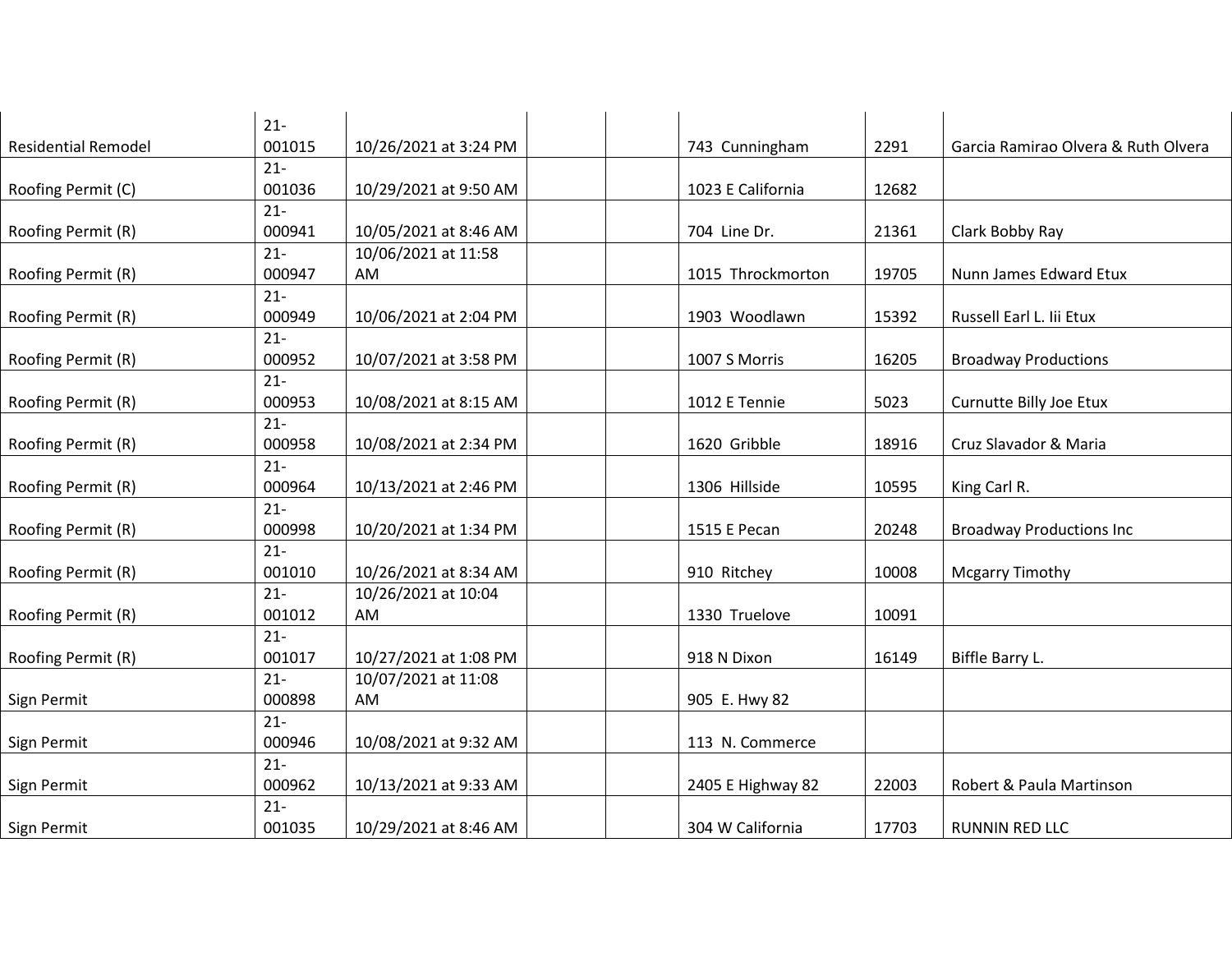| | | | | | | | |
|---|---|---|---|---|---|---|---|
| Residential Remodel | 21-001015 | 10/26/2021 at 3:24 PM | | | 743 Cunningham | 2291 | Garcia Ramirao Olvera & Ruth Olvera |
| Roofing Permit (C) | 21-001036 | 10/29/2021 at 9:50 AM | | | 1023 E California | 12682 | |
| Roofing Permit (R) | 21-000941 | 10/05/2021 at 8:46 AM | | | 704 Line Dr. | 21361 | Clark Bobby Ray |
| Roofing Permit (R) | 21-000947 | 10/06/2021 at 11:58 AM | | | 1015 Throckmorton | 19705 | Nunn James Edward Etux |
| Roofing Permit (R) | 21-000949 | 10/06/2021 at 2:04 PM | | | 1903 Woodlawn | 15392 | Russell Earl L. Iii Etux |
| Roofing Permit (R) | 21-000952 | 10/07/2021 at 3:58 PM | | | 1007 S Morris | 16205 | Broadway Productions |
| Roofing Permit (R) | 21-000953 | 10/08/2021 at 8:15 AM | | | 1012 E Tennie | 5023 | Curnutte Billy Joe Etux |
| Roofing Permit (R) | 21-000958 | 10/08/2021 at 2:34 PM | | | 1620 Gribble | 18916 | Cruz Slavador & Maria |
| Roofing Permit (R) | 21-000964 | 10/13/2021 at 2:46 PM | | | 1306 Hillside | 10595 | King Carl R. |
| Roofing Permit (R) | 21-000998 | 10/20/2021 at 1:34 PM | | | 1515 E Pecan | 20248 | Broadway Productions Inc |
| Roofing Permit (R) | 21-001010 | 10/26/2021 at 8:34 AM | | | 910 Ritchey | 10008 | Mcgarry Timothy |
| Roofing Permit (R) | 21-001012 | 10/26/2021 at 10:04 AM | | | 1330 Truelove | 10091 | |
| Roofing Permit (R) | 21-001017 | 10/27/2021 at 1:08 PM | | | 918 N Dixon | 16149 | Biffle Barry L. |
| Sign Permit | 21-000898 | 10/07/2021 at 11:08 AM | | | 905 E. Hwy 82 | | |
| Sign Permit | 21-000946 | 10/08/2021 at 9:32 AM | | | 113 N. Commerce | | |
| Sign Permit | 21-000962 | 10/13/2021 at 9:33 AM | | | 2405 E Highway 82 | 22003 | Robert & Paula Martinson |
| Sign Permit | 21-001035 | 10/29/2021 at 8:46 AM | | | 304 W California | 17703 | RUNNIN RED LLC |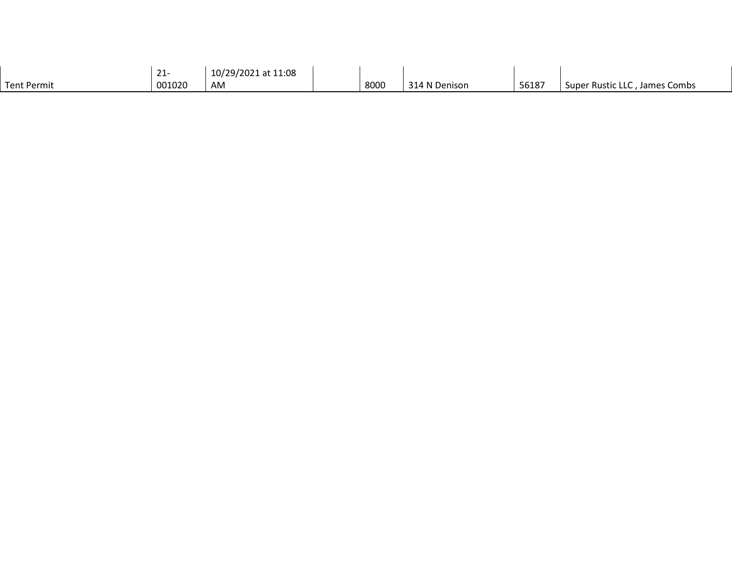| | | | | | | | |
|---|---|---|---|---|---|---|---|
| Tent Permit | 21-001020 | 10/29/2021 at 11:08 AM | | 8000 | 314 N Denison | 56187 | Super Rustic LLC , James Combs |